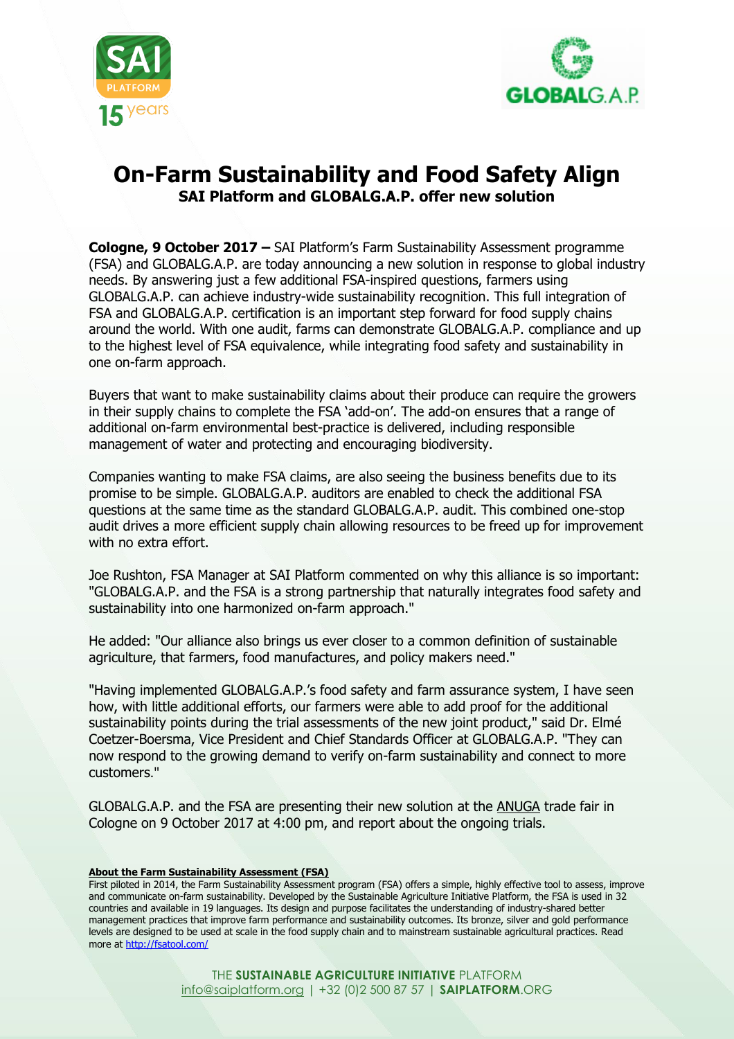# On-Farm Sustainability and Food Safety Align

## SAI Platform and GLOBALG.A.P. offer new solution

**Cologne, 9 October 2017 –** SAI Platform's Farm Sustainability Assessment programme (FSA) and GLOBALG.A.P. are today announcing a new solution in response to global industry needs. By answering just a few additional FSA-inspired questions, farmers using GLOBALG.A.P. can achieve industry-wide sustainability recognition. This full integration of FSA and GLOBALG.A.P. certification is an important step forward for food supply chains around the world. With one audit, farms can demonstrate GLOBALG.A.P. compliance and up to the highest level of FSA equivalence, while integrating food safety and sustainability in one on-farm approach.

Buyers that want to make sustainability claims about their produce can require the growers in their supply chains to complete the FSA 'add-on'. The add-on ensures that a range of additional on-farm environmental best-practice is delivered, including responsible management of water and protecting and encouraging biodiversity.

Companies wanting to make FSA claims, are also seeing the business benefits due to its promise to be simple. GLOBALG.A.P. auditors are enabled to check the additional FSA questions at the same time as the standard GLOBALG.A.P. audit. This combined one-stop audit drives a more efficient supply chain allowing resources to be freed up for improvement with no extra effort.

Joe Rushton, FSA Manager at SAI Platform commented on why this alliance is so important: "GLOBALG.A.P. and the FSA is a strong partnership that naturally integrates food safety and sustainability into one harmonized on-farm approach."

He added: "Our alliance also brings us ever closer to a common definition of sustainable agriculture, that farmers, food manufactures, and policy makers need."

"Having implemented GLOBALG.A.P.'s food safety and farm assurance system, I have seen how, with little additional efforts, our farmers were able to add proof for the additional sustainability points during the trial assessments of the new joint product," said Dr. Elmé Coetzer-Boersma, Vice President and Chief Standards Officer at GLOBALG.A.P. "They can now respond to the growing demand to verify on-farm sustainability and connect to more customers."

GLOBALG.A.P. and the FSA are presenting their new solution at the ANUGA trade fair in Cologne on 9 October 2017 at 4:00 pm, and report about the ongoing trials.

**About the Farm Sustainability Assessment (FSA)**

First piloted in 2014, the Farm Sustainability Assessment program (FSA) offers a simple, highly effective tool to assess, improve and communicate on-farm sustainability. Developed by the Sustainable Agriculture Initiative Platform, the FSA is used in 32 countries and available in 19 languages. Its design and purpose facilitates the understanding of industry-shared better management practices that improve farm performance and sustainability outcomes. Its bronze, silver and gold performance levels are designed to be used at scale in the food supply chain and to mainstream sustainable agricultural practices. Read more at http://fsatool.com/

THE **SUSTAINABLE AGRICULTURE INITIATIVE** PLATFORM
info@saiplatform.org | +32 (0)2 500 87 57 | **SAIPLATFORM**.ORG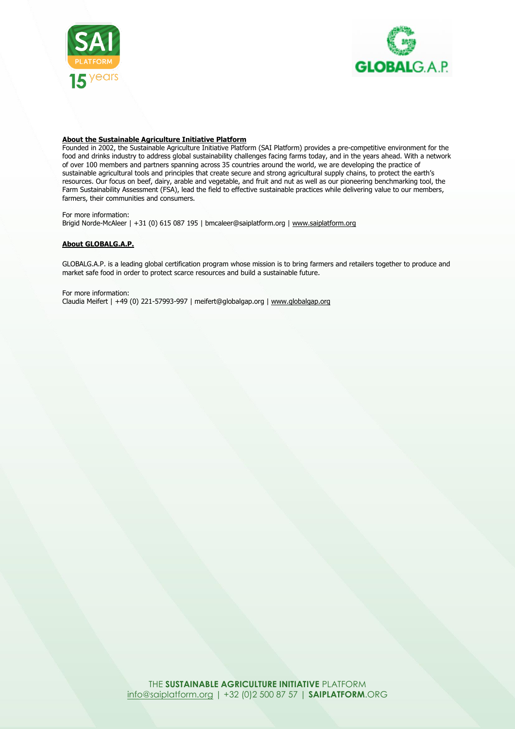**About the Sustainable Agriculture Initiative Platform**

Founded in 2002, the Sustainable Agriculture Initiative Platform (SAI Platform) provides a pre-competitive environment for the food and drinks industry to address global sustainability challenges facing farms today, and in the years ahead. With a network of over 100 members and partners spanning across 35 countries around the world, we are developing the practice of sustainable agricultural tools and principles that create secure and strong agricultural supply chains, to protect the earth's resources. Our focus on beef, dairy, arable and vegetable, and fruit and nut as well as our pioneering benchmarking tool, the Farm Sustainability Assessment (FSA), lead the field to effective sustainable practices while delivering value to our members, farmers, their communities and consumers.

For more information:
Brigid Norde-McAleer | +31 (0) 615 087 195 | bmcaleer@saiplatform.org | www.saiplatform.org

**About GLOBALG.A.P.**

GLOBALG.A.P. is a leading global certification program whose mission is to bring farmers and retailers together to produce and market safe food in order to protect scarce resources and build a sustainable future.

For more information:
Claudia Meifert | +49 (0) 221-57993-997 | meifert@globalgap.org | www.globalgap.org